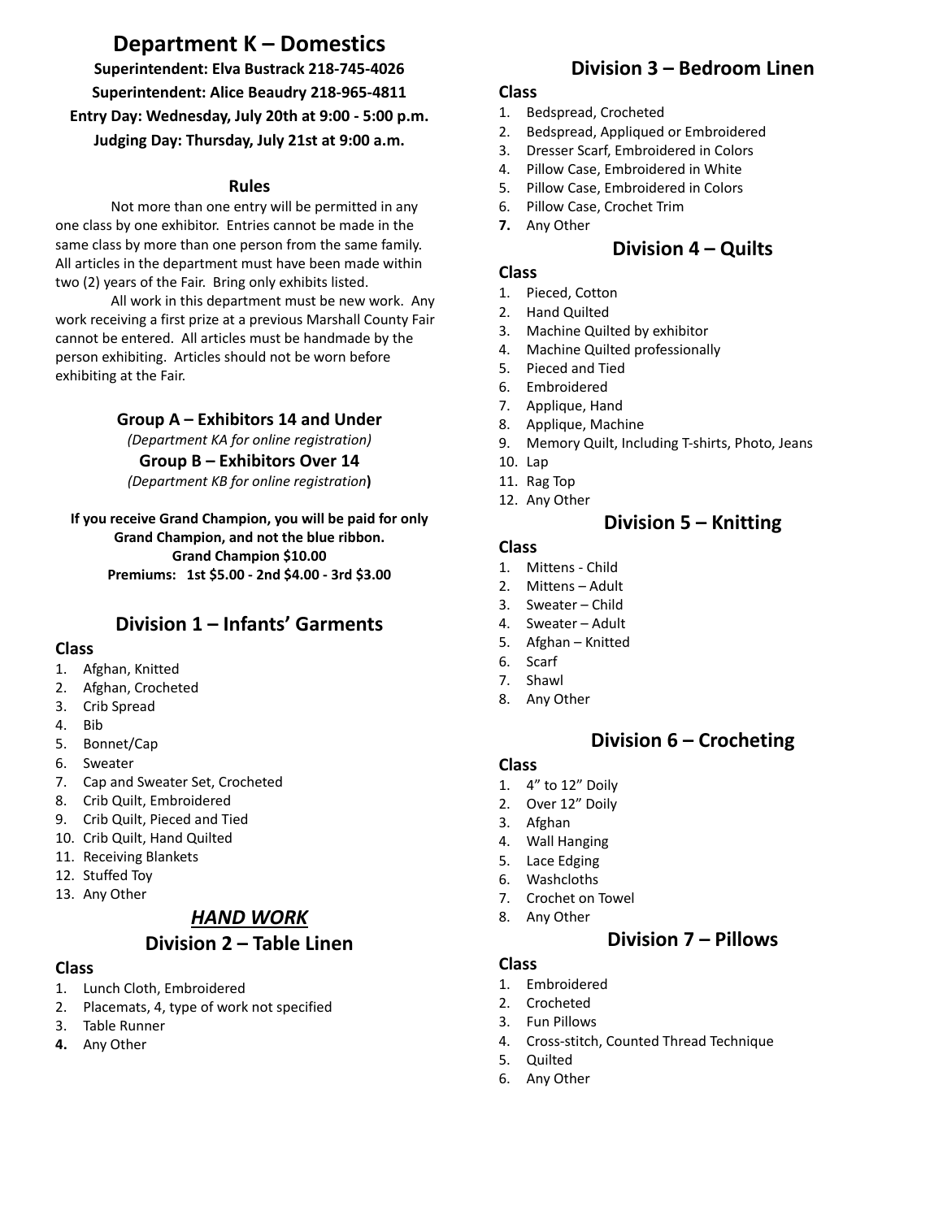# Department K – Domestics

**Superintendent: Elva Bustrack 218-745-4026**

**Superintendent: Alice Beaudry 218-965-4811**

**Entry Day: Wednesday, July 20th at 9:00 - 5:00 p.m.**

**Judging Day: Thursday, July 21st at 9:00 a.m.**

### Rules

Not more than one entry will be permitted in any one class by one exhibitor. Entries cannot be made in the same class by more than one person from the same family. All articles in the department must have been made within two (2) years of the Fair. Bring only exhibits listed.

All work in this department must be new work. Any work receiving a first prize at a previous Marshall County Fair cannot be entered. All articles must be handmade by the person exhibiting. Articles should not be worn before exhibiting at the Fair.

### Group A – Exhibitors 14 and Under

*(Department KA for online registration)*

### Group B – Exhibitors Over 14

*(Department KB for online registration)*

**If you receive Grand Champion, you will be paid for only Grand Champion, and not the blue ribbon.**
**Grand Champion $10.00**
**Premiums: 1st $5.00 - 2nd $4.00 - 3rd $3.00**

## Division 1 – Infants' Garments

**Class**

1. Afghan, Knitted
2. Afghan, Crocheted
3. Crib Spread
4. Bib
5. Bonnet/Cap
6. Sweater
7. Cap and Sweater Set, Crocheted
8. Crib Quilt, Embroidered
9. Crib Quilt, Pieced and Tied
10. Crib Quilt, Hand Quilted
11. Receiving Blankets
12. Stuffed Toy
13. Any Other

## *HAND WORK*

## Division 2 – Table Linen

**Class**

1. Lunch Cloth, Embroidered
2. Placemats, 4, type of work not specified
3. Table Runner
4. Any Other

## Division 3 – Bedroom Linen

**Class**

1. Bedspread, Crocheted
2. Bedspread, Appliqued or Embroidered
3. Dresser Scarf, Embroidered in Colors
4. Pillow Case, Embroidered in White
5. Pillow Case, Embroidered in Colors
6. Pillow Case, Crochet Trim
7. Any Other

## Division 4 – Quilts

**Class**

1. Pieced, Cotton
2. Hand Quilted
3. Machine Quilted by exhibitor
4. Machine Quilted professionally
5. Pieced and Tied
6. Embroidered
7. Applique, Hand
8. Applique, Machine
9. Memory Quilt, Including T-shirts, Photo, Jeans
10. Lap
11. Rag Top
12. Any Other

## Division 5 – Knitting

**Class**

1. Mittens - Child
2. Mittens – Adult
3. Sweater – Child
4. Sweater – Adult
5. Afghan – Knitted
6. Scarf
7. Shawl
8. Any Other

## Division 6 – Crocheting

**Class**

1. 4" to 12" Doily
2. Over 12" Doily
3. Afghan
4. Wall Hanging
5. Lace Edging
6. Washcloths
7. Crochet on Towel
8. Any Other

## Division 7 – Pillows

**Class**

1. Embroidered
2. Crocheted
3. Fun Pillows
4. Cross-stitch, Counted Thread Technique
5. Quilted
6. Any Other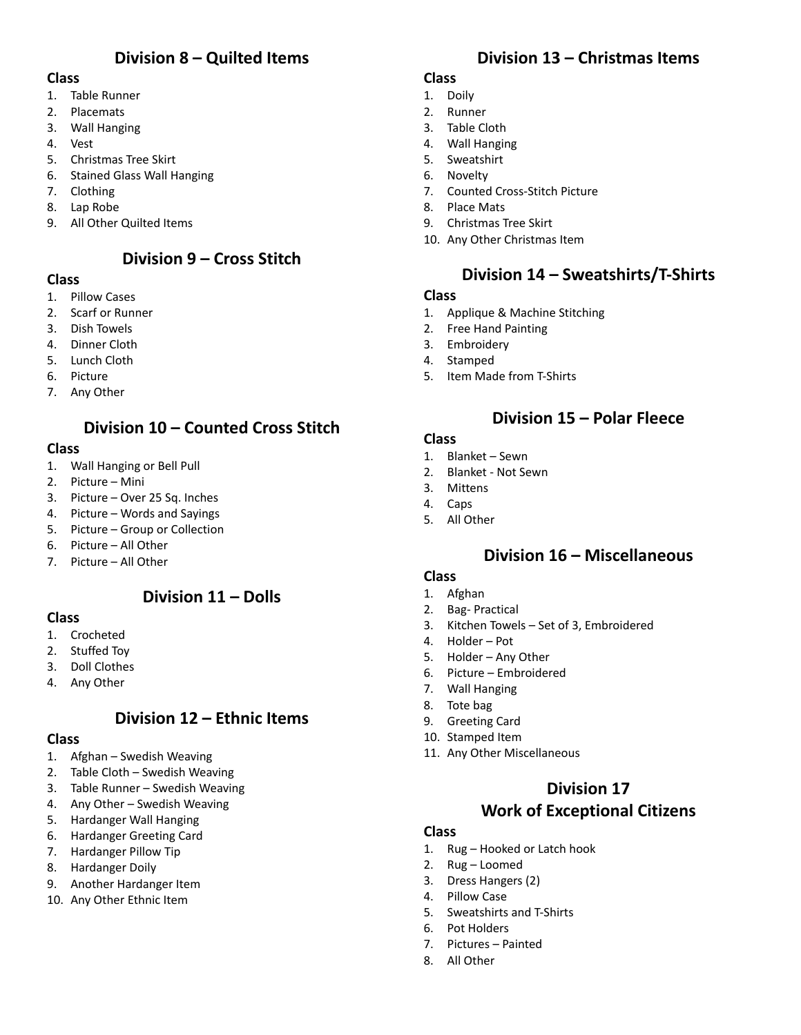## Division 8 – Quilted Items

**Class**

1. Table Runner
2. Placemats
3. Wall Hanging
4. Vest
5. Christmas Tree Skirt
6. Stained Glass Wall Hanging
7. Clothing
8. Lap Robe
9. All Other Quilted Items

## Division 9 – Cross Stitch

**Class**

1. Pillow Cases
2. Scarf or Runner
3. Dish Towels
4. Dinner Cloth
5. Lunch Cloth
6. Picture
7. Any Other

## Division 10 – Counted Cross Stitch

**Class**

1. Wall Hanging or Bell Pull
2. Picture – Mini
3. Picture – Over 25 Sq. Inches
4. Picture – Words and Sayings
5. Picture – Group or Collection
6. Picture – All Other
7. Picture – All Other

## Division 11 – Dolls

**Class**

1. Crocheted
2. Stuffed Toy
3. Doll Clothes
4. Any Other

## Division 12 – Ethnic Items

**Class**

1. Afghan – Swedish Weaving
2. Table Cloth – Swedish Weaving
3. Table Runner – Swedish Weaving
4. Any Other – Swedish Weaving
5. Hardanger Wall Hanging
6. Hardanger Greeting Card
7. Hardanger Pillow Tip
8. Hardanger Doily
9. Another Hardanger Item
10. Any Other Ethnic Item

## Division 13 – Christmas Items

**Class**

1. Doily
2. Runner
3. Table Cloth
4. Wall Hanging
5. Sweatshirt
6. Novelty
7. Counted Cross-Stitch Picture
8. Place Mats
9. Christmas Tree Skirt
10. Any Other Christmas Item

## Division 14 – Sweatshirts/T-Shirts

**Class**

1. Applique & Machine Stitching
2. Free Hand Painting
3. Embroidery
4. Stamped
5. Item Made from T-Shirts

## Division 15 – Polar Fleece

**Class**

1. Blanket – Sewn
2. Blanket - Not Sewn
3. Mittens
4. Caps
5. All Other

## Division 16 – Miscellaneous

**Class**

1. Afghan
2. Bag- Practical
3. Kitchen Towels – Set of 3, Embroidered
4. Holder – Pot
5. Holder – Any Other
6. Picture – Embroidered
7. Wall Hanging
8. Tote bag
9. Greeting Card
10. Stamped Item
11. Any Other Miscellaneous

## Division 17
## Work of Exceptional Citizens

**Class**

1. Rug – Hooked or Latch hook
2. Rug – Loomed
3. Dress Hangers (2)
4. Pillow Case
5. Sweatshirts and T-Shirts
6. Pot Holders
7. Pictures – Painted
8. All Other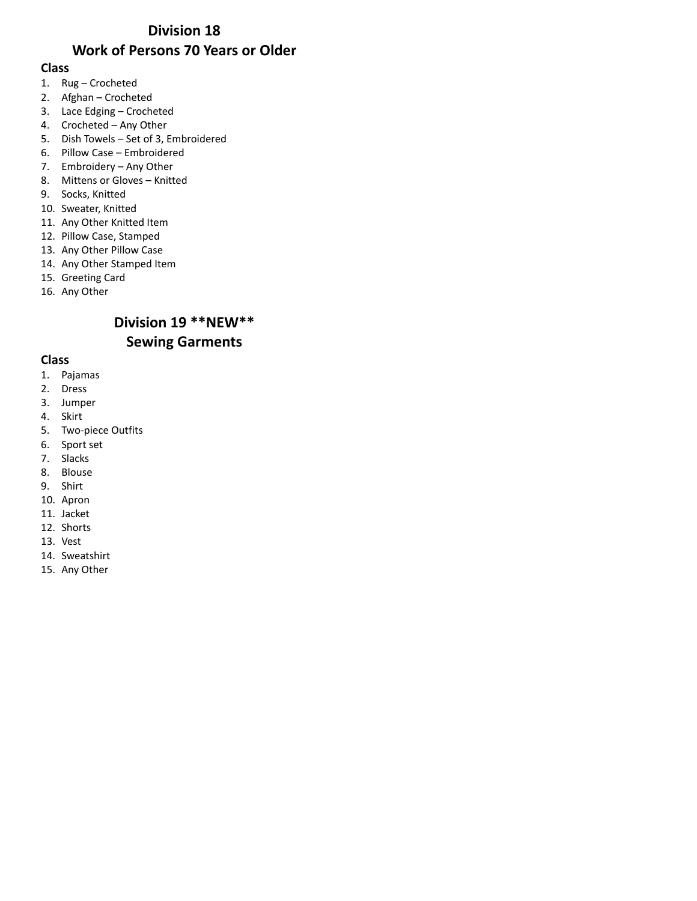## Division 18
## Work of Persons 70 Years or Older

**Class**

1. Rug – Crocheted
2. Afghan – Crocheted
3. Lace Edging – Crocheted
4. Crocheted – Any Other
5. Dish Towels – Set of 3, Embroidered
6. Pillow Case – Embroidered
7. Embroidery – Any Other
8. Mittens or Gloves – Knitted
9. Socks, Knitted
10. Sweater, Knitted
11. Any Other Knitted Item
12. Pillow Case, Stamped
13. Any Other Pillow Case
14. Any Other Stamped Item
15. Greeting Card
16. Any Other

## Division 19 **NEW**
## Sewing Garments

**Class**

1. Pajamas
2. Dress
3. Jumper
4. Skirt
5. Two-piece Outfits
6. Sport set
7. Slacks
8. Blouse
9. Shirt
10. Apron
11. Jacket
12. Shorts
13. Vest
14. Sweatshirt
15. Any Other